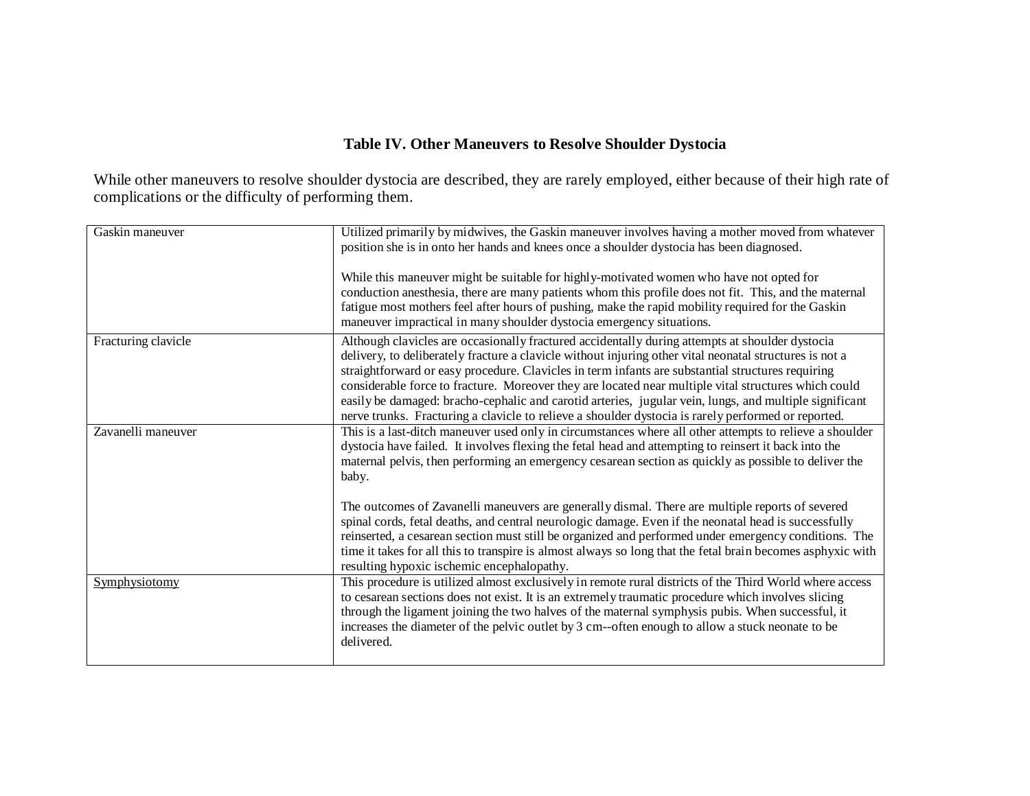### Table IV. Other Maneuvers to Resolve Shoulder Dystocia

While other maneuvers to resolve shoulder dystocia are described, they are rarely employed, either because of their high rate of complications or the difficulty of performing them.

| | |
|---|---|
| Gaskin maneuver | Utilized primarily by midwives, the Gaskin maneuver involves having a mother moved from whatever position she is in onto her hands and knees once a shoulder dystocia has been diagnosed.<br><br>While this maneuver might be suitable for highly-motivated women who have not opted for conduction anesthesia, there are many patients whom this profile does not fit. This, and the maternal fatigue most mothers feel after hours of pushing, make the rapid mobility required for the Gaskin maneuver impractical in many shoulder dystocia emergency situations. |
| Fracturing clavicle | Although clavicles are occasionally fractured accidentally during attempts at shoulder dystocia delivery, to deliberately fracture a clavicle without injuring other vital neonatal structures is not a straightforward or easy procedure. Clavicles in term infants are substantial structures requiring considerable force to fracture. Moreover they are located near multiple vital structures which could easily be damaged: bracho-cephalic and carotid arteries, jugular vein, lungs, and multiple significant nerve trunks. Fracturing a clavicle to relieve a shoulder dystocia is rarely performed or reported. |
| Zavanelli maneuver | This is a last-ditch maneuver used only in circumstances where all other attempts to relieve a shoulder dystocia have failed. It involves flexing the fetal head and attempting to reinsert it back into the maternal pelvis, then performing an emergency cesarean section as quickly as possible to deliver the baby.<br><br>The outcomes of Zavanelli maneuvers are generally dismal. There are multiple reports of severed spinal cords, fetal deaths, and central neurologic damage. Even if the neonatal head is successfully reinserted, a cesarean section must still be organized and performed under emergency conditions. The time it takes for all this to transpire is almost always so long that the fetal brain becomes asphyxic with resulting hypoxic ischemic encephalopathy. |
| Symphysiotomy | This procedure is utilized almost exclusively in remote rural districts of the Third World where access to cesarean sections does not exist. It is an extremely traumatic procedure which involves slicing through the ligament joining the two halves of the maternal symphysis pubis. When successful, it increases the diameter of the pelvic outlet by 3 cm--often enough to allow a stuck neonate to be delivered. |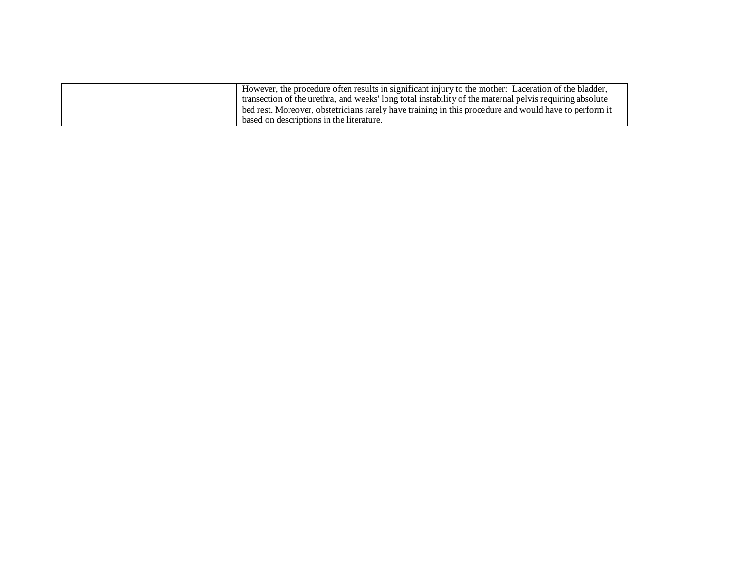| | |
|---|---|
| | However, the procedure often results in significant injury to the mother:  Laceration of the bladder, transection of the urethra, and weeks' long total instability of the maternal pelvis requiring absolute bed rest. Moreover, obstetricians rarely have training in this procedure and would have to perform it based on descriptions in the literature. |